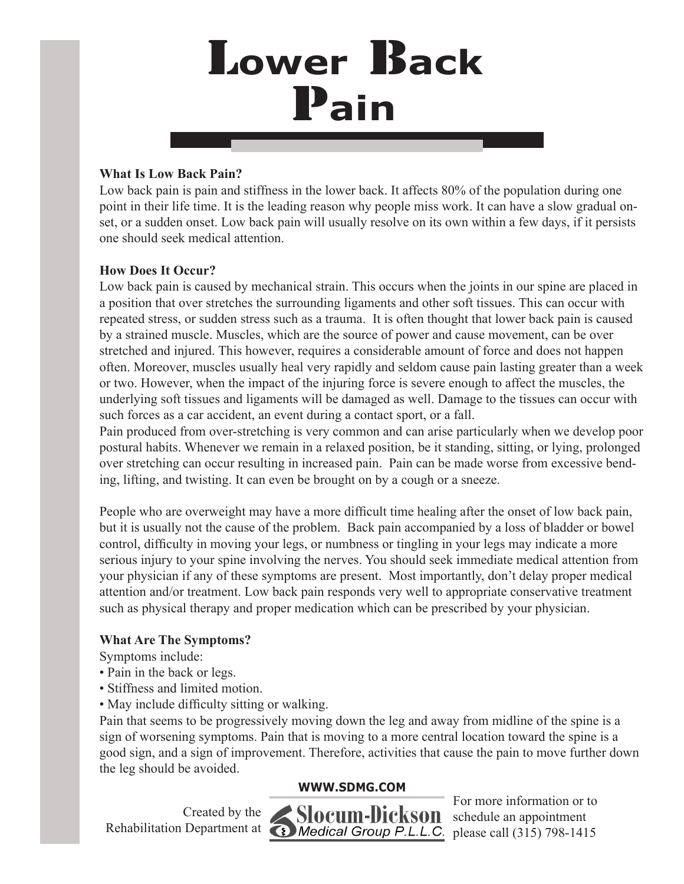// Lower Back Pain

# Lower Back Pain

**What Is Low Back Pain?**

Low back pain is pain and stiffness in the lower back. It affects 80% of the population during one point in their life time. It is the leading reason why people miss work. It can have a slow gradual onset, or a sudden onset. Low back pain will usually resolve on its own within a few days, if it persists one should seek medical attention.

**How Does It Occur?**

Low back pain is caused by mechanical strain. This occurs when the joints in our spine are placed in a position that over stretches the surrounding ligaments and other soft tissues. This can occur with repeated stress, or sudden stress such as a trauma. It is often thought that lower back pain is caused by a strained muscle. Muscles, which are the source of power and cause movement, can be over stretched and injured. This however, requires a considerable amount of force and does not happen often. Moreover, muscles usually heal very rapidly and seldom cause pain lasting greater than a week or two. However, when the impact of the injuring force is severe enough to affect the muscles, the underlying soft tissues and ligaments will be damaged as well. Damage to the tissues can occur with such forces as a car accident, an event during a contact sport, or a fall.

Pain produced from over-stretching is very common and can arise particularly when we develop poor postural habits. Whenever we remain in a relaxed position, be it standing, sitting, or lying, prolonged over stretching can occur resulting in increased pain. Pain can be made worse from excessive bending, lifting, and twisting. It can even be brought on by a cough or a sneeze.

People who are overweight may have a more difficult time healing after the onset of low back pain, but it is usually not the cause of the problem. Back pain accompanied by a loss of bladder or bowel control, difficulty in moving your legs, or numbness or tingling in your legs may indicate a more serious injury to your spine involving the nerves. You should seek immediate medical attention from your physician if any of these symptoms are present. Most importantly, don't delay proper medical attention and/or treatment. Low back pain responds very well to appropriate conservative treatment such as physical therapy and proper medication which can be prescribed by your physician.

**What Are The Symptoms?**

Symptoms include:

- Pain in the back or legs.
- Stiffness and limited motion.
- May include difficulty sitting or walking.

Pain that seems to be progressively moving down the leg and away from midline of the spine is a sign of worsening symptoms. Pain that is moving to a more central location toward the spine is a good sign, and a sign of improvement. Therefore, activities that cause the pain to move further down the leg should be avoided.

**WWW.SDMG.COM**

Created by the Rehabilitation Department at Slocum-Dickson Medical Group P.L.L.C.

For more information or to schedule an appointment please call (315) 798-1415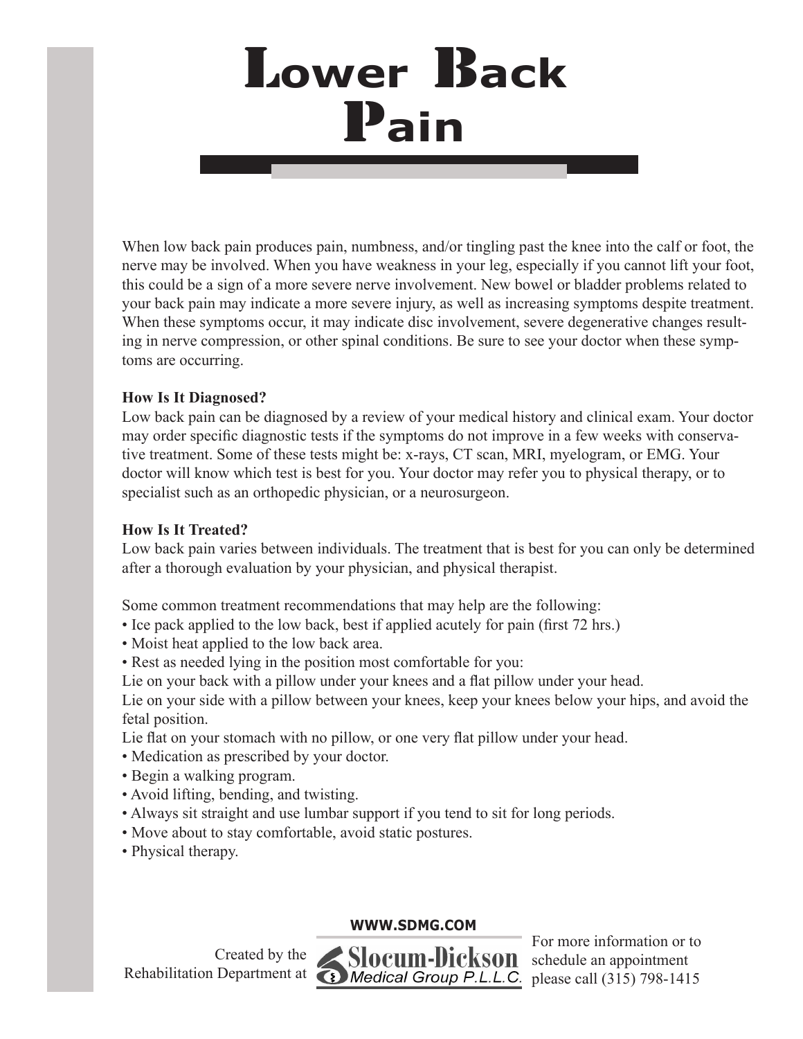# Lower Back Pain

When low back pain produces pain, numbness, and/or tingling past the knee into the calf or foot, the nerve may be involved. When you have weakness in your leg, especially if you cannot lift your foot, this could be a sign of a more severe nerve involvement. New bowel or bladder problems related to your back pain may indicate a more severe injury, as well as increasing symptoms despite treatment. When these symptoms occur, it may indicate disc involvement, severe degenerative changes resulting in nerve compression, or other spinal conditions. Be sure to see your doctor when these symptoms are occurring.

**How Is It Diagnosed?**
Low back pain can be diagnosed by a review of your medical history and clinical exam. Your doctor may order specific diagnostic tests if the symptoms do not improve in a few weeks with conservative treatment. Some of these tests might be: x-rays, CT scan, MRI, myelogram, or EMG. Your doctor will know which test is best for you. Your doctor may refer you to physical therapy, or to specialist such as an orthopedic physician, or a neurosurgeon.

**How Is It Treated?**
Low back pain varies between individuals. The treatment that is best for you can only be determined after a thorough evaluation by your physician, and physical therapist.

Some common treatment recommendations that may help are the following:

- Ice pack applied to the low back, best if applied acutely for pain (first 72 hrs.)
- Moist heat applied to the low back area.
- Rest as needed lying in the position most comfortable for you:
  Lie on your back with a pillow under your knees and a flat pillow under your head.
  Lie on your side with a pillow between your knees, keep your knees below your hips, and avoid the fetal position.
  Lie flat on your stomach with no pillow, or one very flat pillow under your head.
- Medication as prescribed by your doctor.
- Begin a walking program.
- Avoid lifting, bending, and twisting.
- Always sit straight and use lumbar support if you tend to sit for long periods.
- Move about to stay comfortable, avoid static postures.
- Physical therapy.

WWW.SDMG.COM

Created by the Rehabilitation Department at Slocum-Dickson Medical Group P.L.L.C.

For more information or to schedule an appointment please call (315) 798-1415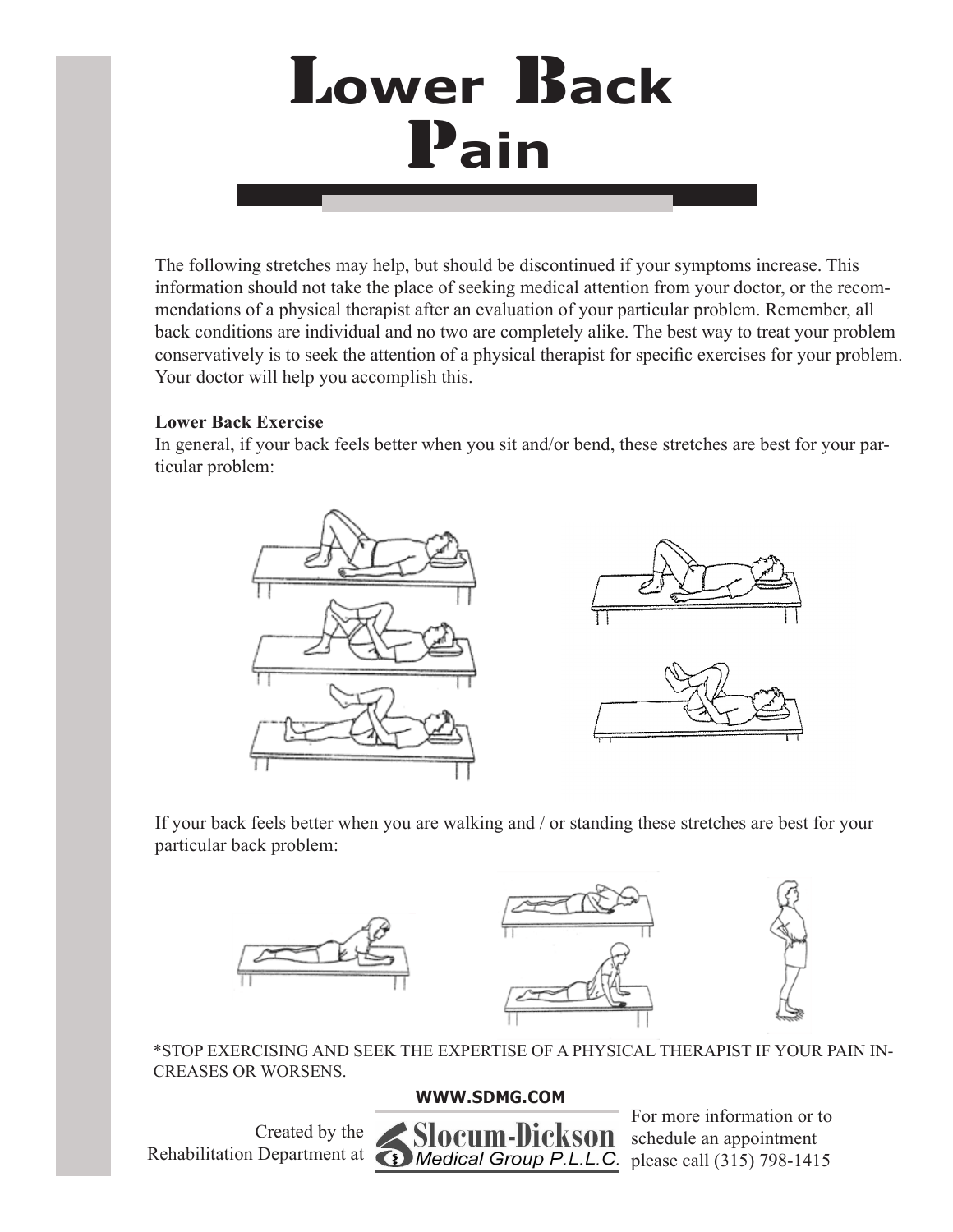# Lower Back Pain

The following stretches may help, but should be discontinued if your symptoms increase. This information should not take the place of seeking medical attention from your doctor, or the recommendations of a physical therapist after an evaluation of your particular problem. Remember, all back conditions are individual and no two are completely alike. The best way to treat your problem conservatively is to seek the attention of a physical therapist for specific exercises for your problem. Your doctor will help you accomplish this.

**Lower Back Exercise**

In general, if your back feels better when you sit and/or bend, these stretches are best for your particular problem:

If your back feels better when you are walking and / or standing these stretches are best for your particular back problem:

*STOP EXERCISING AND SEEK THE EXPERTISE OF A PHYSICAL THERAPIST IF YOUR PAIN INCREASES OR WORSENS.

**WWW.SDMG.COM**

Created by the Rehabilitation Department at Slocum-Dickson Medical Group P.L.L.C.

For more information or to schedule an appointment please call (315) 798-1415